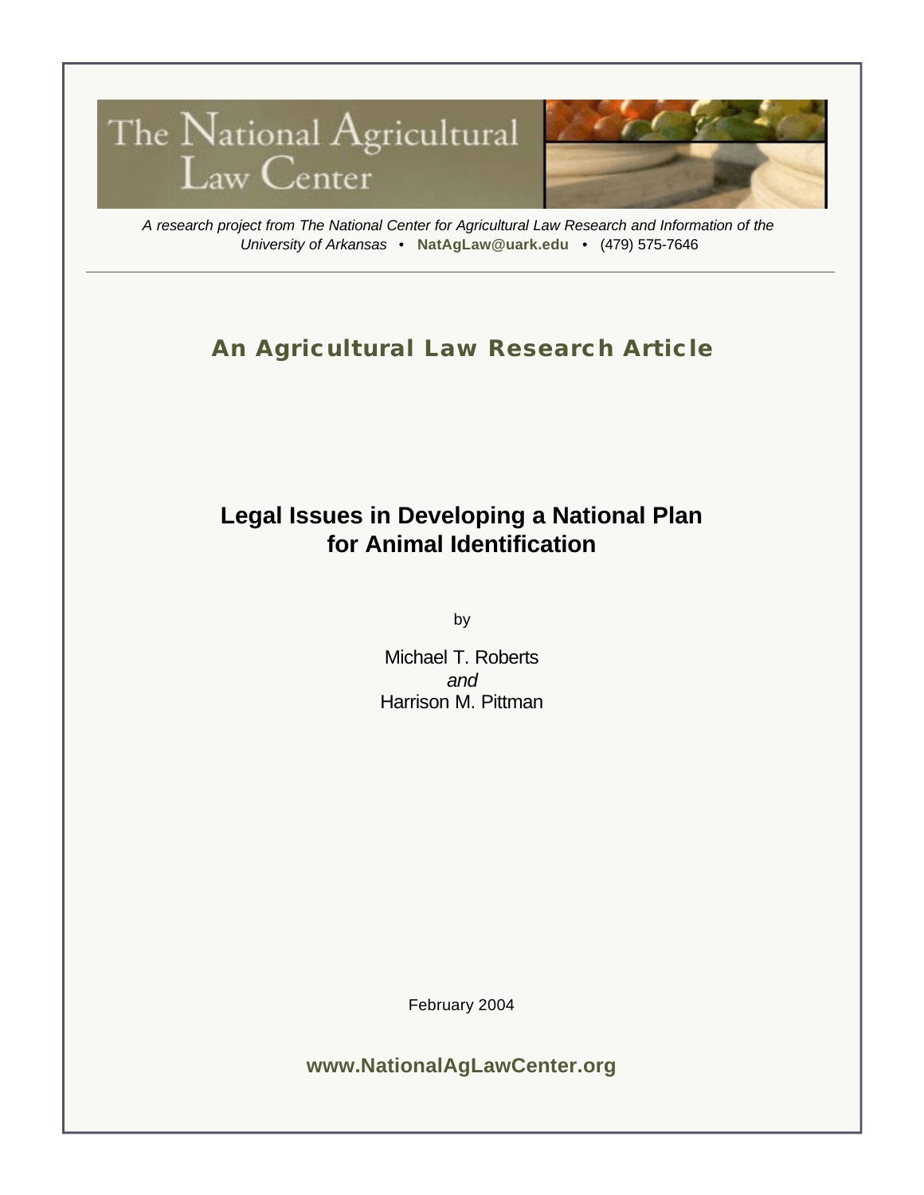The National Agricultural Law Center

*A research project from The National Center for Agricultural Law Research and Information of the University of Arkansas* • **NatAgLaw@uark.edu** • (479) 575-7646

---

## An Agricultural Law Research Article

# Legal Issues in Developing a National Plan for Animal Identification

by

Michael T. Roberts
*and*
Harrison M. Pittman

February 2004

**www.NationalAgLawCenter.org**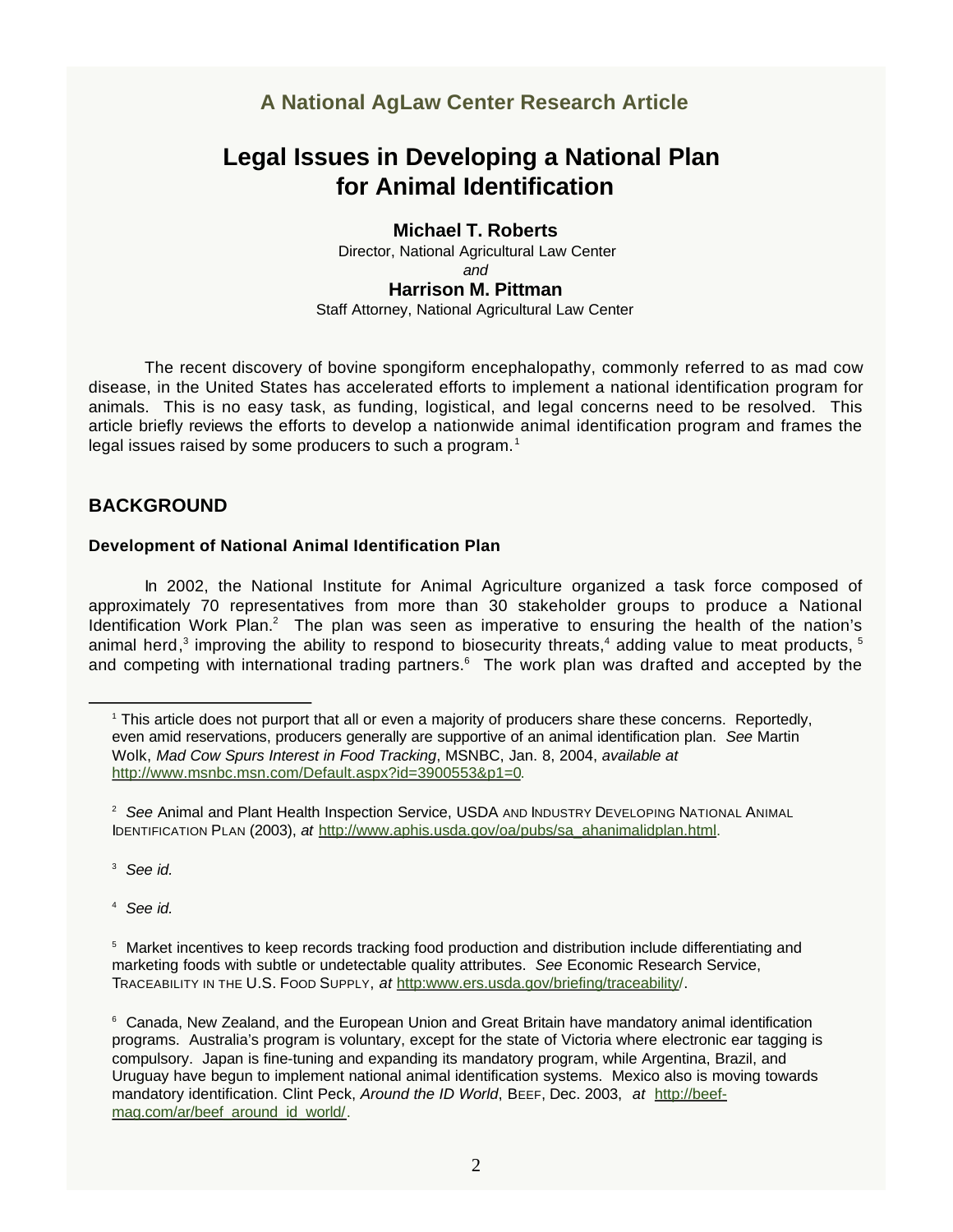A National AgLaw Center Research Article

# Legal Issues in Developing a National Plan for Animal Identification

**Michael T. Roberts**
Director, National Agricultural Law Center
*and*
**Harrison M. Pittman**
Staff Attorney, National Agricultural Law Center

The recent discovery of bovine spongiform encephalopathy, commonly referred to as mad cow disease, in the United States has accelerated efforts to implement a national identification program for animals. This is no easy task, as funding, logistical, and legal concerns need to be resolved. This article briefly reviews the efforts to develop a nationwide animal identification program and frames the legal issues raised by some producers to such a program.[1]

## BACKGROUND

### Development of National Animal Identification Plan

In 2002, the National Institute for Animal Agriculture organized a task force composed of approximately 70 representatives from more than 30 stakeholder groups to produce a National Identification Work Plan.[2] The plan was seen as imperative to ensuring the health of the nation's animal herd,[3] improving the ability to respond to biosecurity threats,[4] adding value to meat products,[5] and competing with international trading partners.[6] The work plan was drafted and accepted by the

---

[1] This article does not purport that all or even a majority of producers share these concerns. Reportedly, even amid reservations, producers generally are supportive of an animal identification plan. *See* Martin Wolk, *Mad Cow Spurs Interest in Food Tracking*, MSNBC, Jan. 8, 2004, *available at* http://www.msnbc.msn.com/Default.aspx?id=3900553&p1=0.

[2] *See* Animal and Plant Health Inspection Service, USDA AND INDUSTRY DEVELOPING NATIONAL ANIMAL IDENTIFICATION PLAN (2003), *at* http://www.aphis.usda.gov/oa/pubs/sa_ahanimalidplan.html.

[3] *See id.*

[4] *See id.*

[5] Market incentives to keep records tracking food production and distribution include differentiating and marketing foods with subtle or undetectable quality attributes. *See* Economic Research Service, TRACEABILITY IN THE U.S. FOOD SUPPLY, *at* http:www.ers.usda.gov/briefing/traceability/.

[6] Canada, New Zealand, and the European Union and Great Britain have mandatory animal identification programs. Australia's program is voluntary, except for the state of Victoria where electronic ear tagging is compulsory. Japan is fine-tuning and expanding its mandatory program, while Argentina, Brazil, and Uruguay have begun to implement national animal identification systems. Mexico also is moving towards mandatory identification. Clint Peck, *Around the ID World*, BEEF, Dec. 2003, *at* http://beef-mag.com/ar/beef_around_id_world/.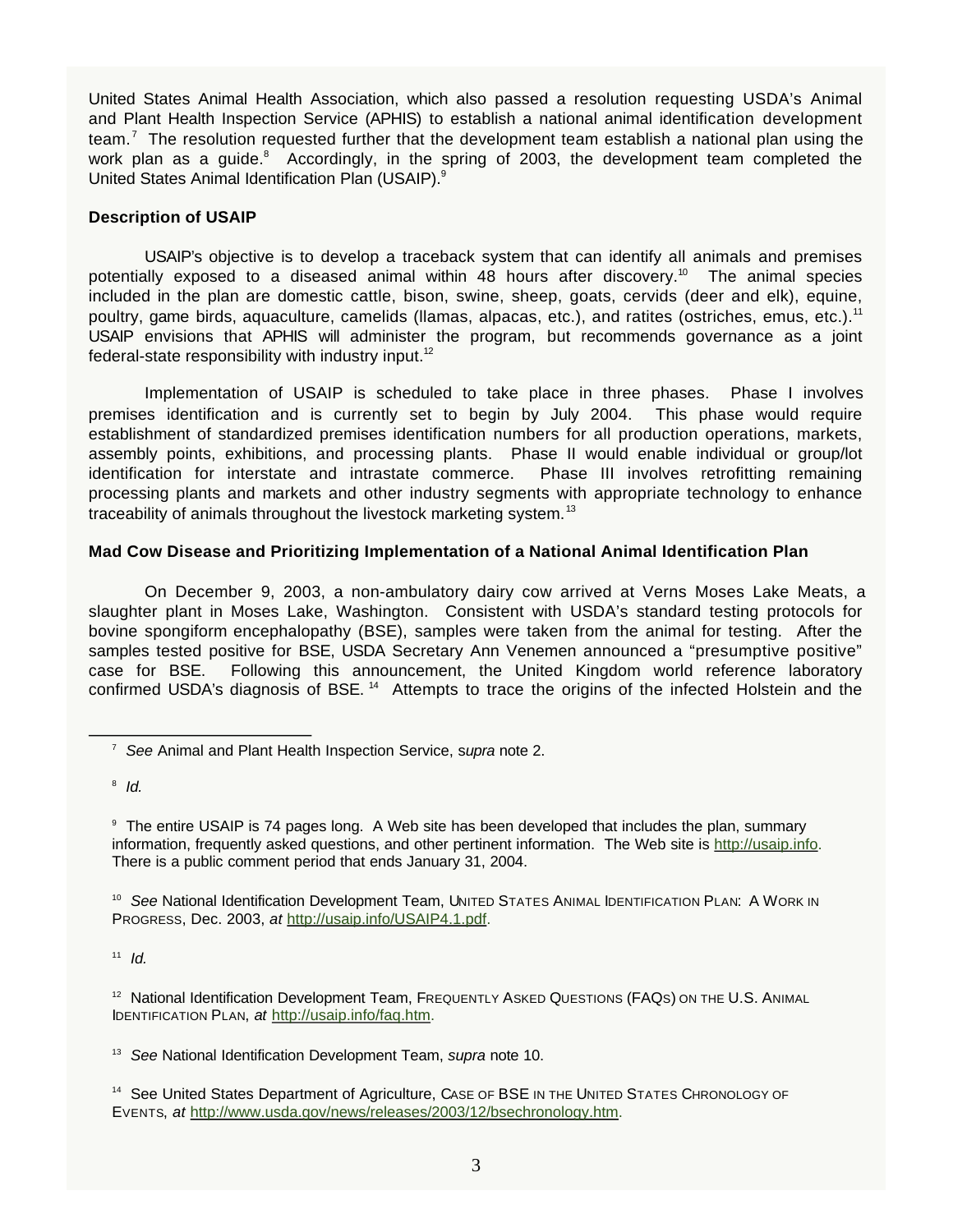United States Animal Health Association, which also passed a resolution requesting USDA's Animal and Plant Health Inspection Service (APHIS) to establish a national animal identification development team.[7] The resolution requested further that the development team establish a national plan using the work plan as a guide.[8] Accordingly, in the spring of 2003, the development team completed the United States Animal Identification Plan (USAIP).[9]

**Description of USAIP**

USAIP's objective is to develop a traceback system that can identify all animals and premises potentially exposed to a diseased animal within 48 hours after discovery.[10] The animal species included in the plan are domestic cattle, bison, swine, sheep, goats, cervids (deer and elk), equine, poultry, game birds, aquaculture, camelids (llamas, alpacas, etc.), and ratites (ostriches, emus, etc.).[11] USAIP envisions that APHIS will administer the program, but recommends governance as a joint federal-state responsibility with industry input.[12]

Implementation of USAIP is scheduled to take place in three phases. Phase I involves premises identification and is currently set to begin by July 2004. This phase would require establishment of standardized premises identification numbers for all production operations, markets, assembly points, exhibitions, and processing plants. Phase II would enable individual or group/lot identification for interstate and intrastate commerce. Phase III involves retrofitting remaining processing plants and markets and other industry segments with appropriate technology to enhance traceability of animals throughout the livestock marketing system.[13]

**Mad Cow Disease and Prioritizing Implementation of a National Animal Identification Plan**

On December 9, 2003, a non-ambulatory dairy cow arrived at Verns Moses Lake Meats, a slaughter plant in Moses Lake, Washington. Consistent with USDA's standard testing protocols for bovine spongiform encephalopathy (BSE), samples were taken from the animal for testing. After the samples tested positive for BSE, USDA Secretary Ann Venemen announced a "presumptive positive" case for BSE. Following this announcement, the United Kingdom world reference laboratory confirmed USDA's diagnosis of BSE.[14] Attempts to trace the origins of the infected Holstein and the

---

[7] *See* Animal and Plant Health Inspection Service, *supra* note 2.

[8] *Id.*

[9] The entire USAIP is 74 pages long. A Web site has been developed that includes the plan, summary information, frequently asked questions, and other pertinent information. The Web site is http://usaip.info. There is a public comment period that ends January 31, 2004.

[10] *See* National Identification Development Team, UNITED STATES ANIMAL IDENTIFICATION PLAN: A WORK IN PROGRESS, Dec. 2003, *at* http://usaip.info/USAIP4.1.pdf.

[11] *Id.*

[12] National Identification Development Team, FREQUENTLY ASKED QUESTIONS (FAQS) ON THE U.S. ANIMAL IDENTIFICATION PLAN, *at* http://usaip.info/faq.htm.

[13] *See* National Identification Development Team, *supra* note 10.

[14] See United States Department of Agriculture, CASE OF BSE IN THE UNITED STATES CHRONOLOGY OF EVENTS, *at* http://www.usda.gov/news/releases/2003/12/bsechronology.htm.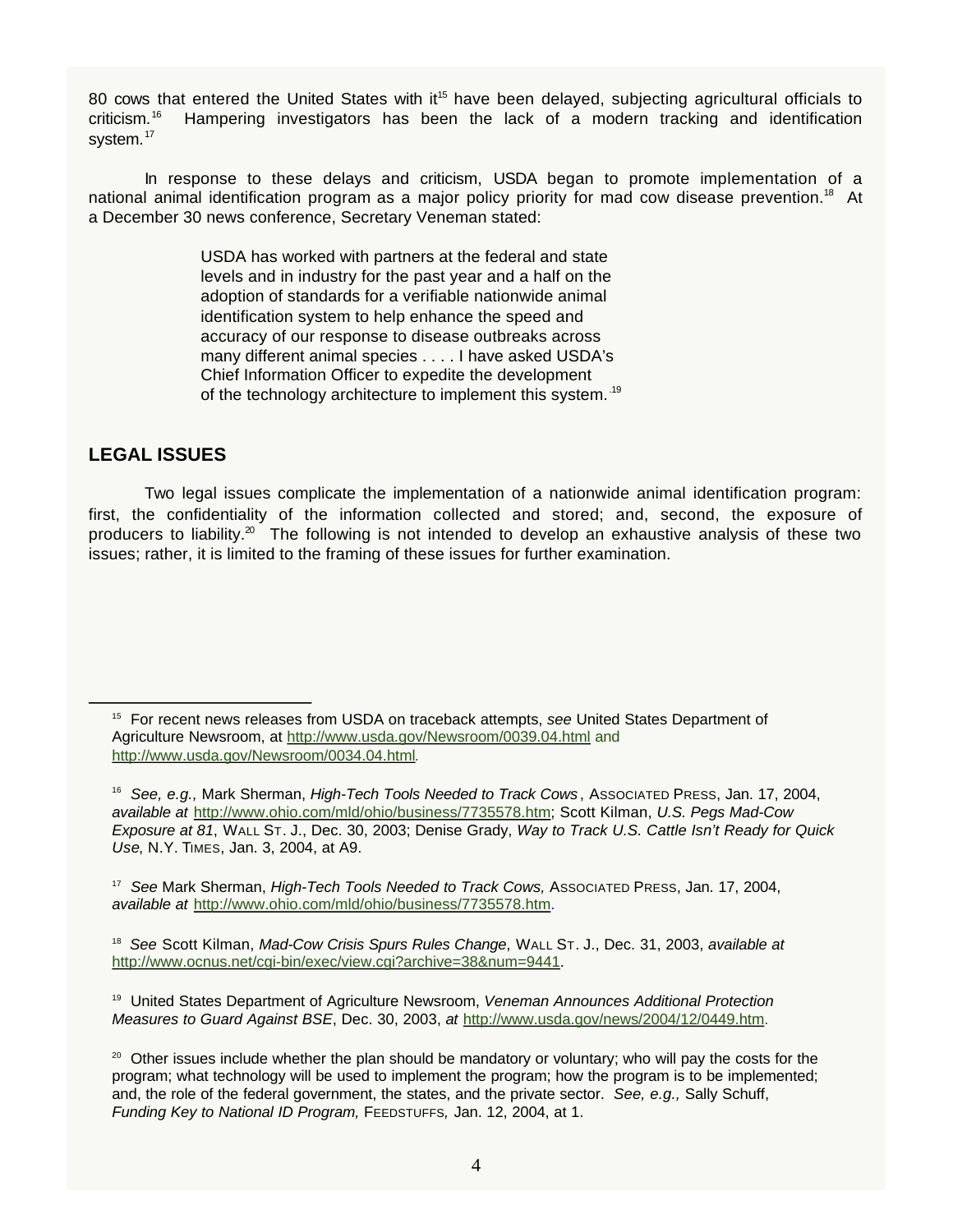80 cows that entered the United States with it[15] have been delayed, subjecting agricultural officials to criticism.[16] Hampering investigators has been the lack of a modern tracking and identification system.[17]

In response to these delays and criticism, USDA began to promote implementation of a national animal identification program as a major policy priority for mad cow disease prevention.[18] At a December 30 news conference, Secretary Veneman stated:

> USDA has worked with partners at the federal and state levels and in industry for the past year and a half on the adoption of standards for a verifiable nationwide animal identification system to help enhance the speed and accuracy of our response to disease outbreaks across many different animal species . . . . I have asked USDA's Chief Information Officer to expedite the development of the technology architecture to implement this system.[19]

## LEGAL ISSUES

Two legal issues complicate the implementation of a nationwide animal identification program: first, the confidentiality of the information collected and stored; and, second, the exposure of producers to liability.[20] The following is not intended to develop an exhaustive analysis of these two issues; rather, it is limited to the framing of these issues for further examination.

---

[15] For recent news releases from USDA on traceback attempts, *see* United States Department of Agriculture Newsroom, at http://www.usda.gov/Newsroom/0039.04.html and http://www.usda.gov/Newsroom/0034.04.html.

[16] *See, e.g.,* Mark Sherman, *High-Tech Tools Needed to Track Cows*, ASSOCIATED PRESS, Jan. 17, 2004, *available at* http://www.ohio.com/mld/ohio/business/7735578.htm; Scott Kilman, *U.S. Pegs Mad-Cow Exposure at 81*, WALL ST. J., Dec. 30, 2003; Denise Grady, *Way to Track U.S. Cattle Isn't Ready for Quick Use*, N.Y. TIMES, Jan. 3, 2004, at A9.

[17] *See* Mark Sherman, *High-Tech Tools Needed to Track Cows,* ASSOCIATED PRESS, Jan. 17, 2004, *available at* http://www.ohio.com/mld/ohio/business/7735578.htm.

[18] *See* Scott Kilman, *Mad-Cow Crisis Spurs Rules Change*, WALL ST. J., Dec. 31, 2003, *available at* http://www.ocnus.net/cgi-bin/exec/view.cgi?archive=38&num=9441.

[19] United States Department of Agriculture Newsroom, *Veneman Announces Additional Protection Measures to Guard Against BSE*, Dec. 30, 2003, *at* http://www.usda.gov/news/2004/12/0449.htm.

[20] Other issues include whether the plan should be mandatory or voluntary; who will pay the costs for the program; what technology will be used to implement the program; how the program is to be implemented; and, the role of the federal government, the states, and the private sector. *See, e.g.,* Sally Schuff, *Funding Key to National ID Program,* FEEDSTUFFS, Jan. 12, 2004, at 1.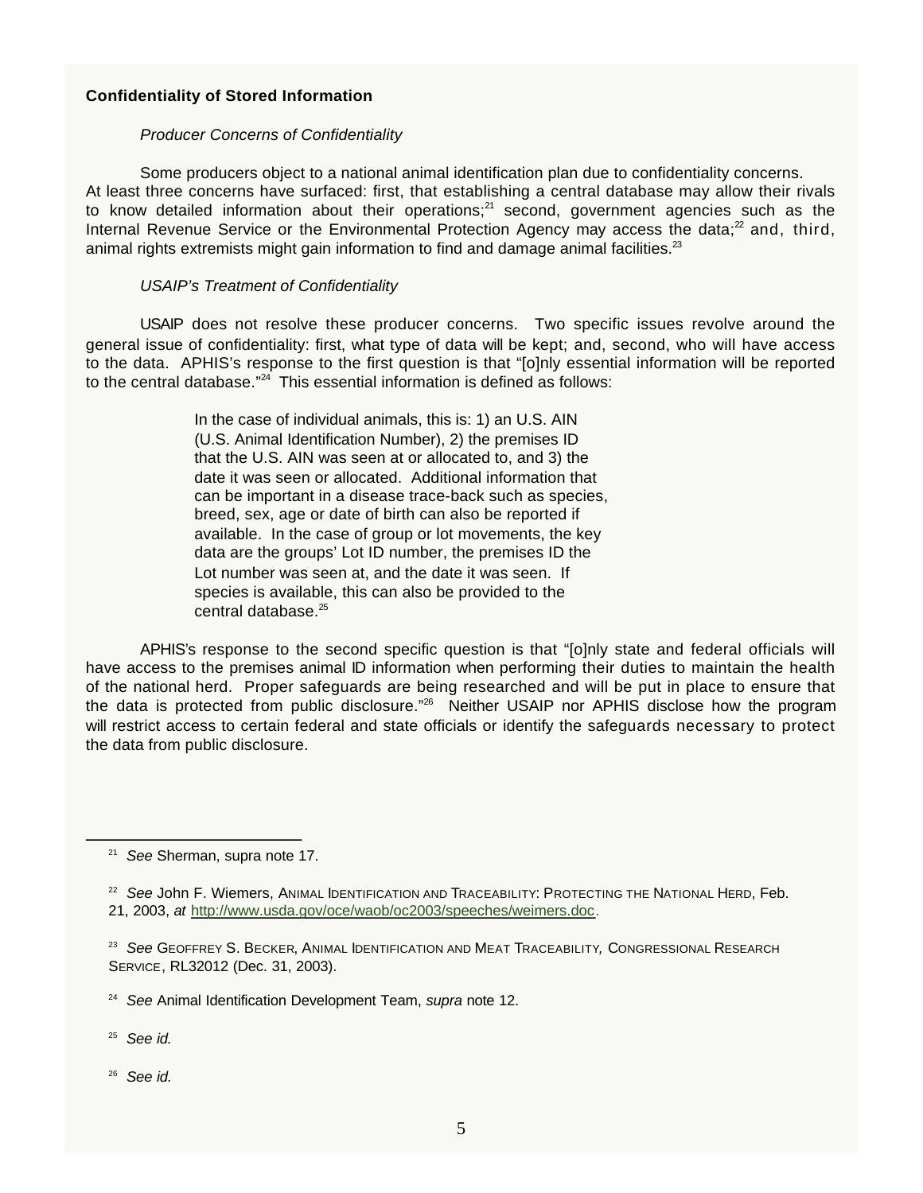**Confidentiality of Stored Information**

*Producer Concerns of Confidentiality*

Some producers object to a national animal identification plan due to confidentiality concerns. At least three concerns have surfaced: first, that establishing a central database may allow their rivals to know detailed information about their operations;[21] second, government agencies such as the Internal Revenue Service or the Environmental Protection Agency may access the data;[22] and, third, animal rights extremists might gain information to find and damage animal facilities.[23]

*USAIP's Treatment of Confidentiality*

USAIP does not resolve these producer concerns. Two specific issues revolve around the general issue of confidentiality: first, what type of data will be kept; and, second, who will have access to the data. APHIS's response to the first question is that "[o]nly essential information will be reported to the central database."[24] This essential information is defined as follows:

> In the case of individual animals, this is: 1) an U.S. AIN (U.S. Animal Identification Number), 2) the premises ID that the U.S. AIN was seen at or allocated to, and 3) the date it was seen or allocated. Additional information that can be important in a disease trace-back such as species, breed, sex, age or date of birth can also be reported if available. In the case of group or lot movements, the key data are the groups' Lot ID number, the premises ID the Lot number was seen at, and the date it was seen. If species is available, this can also be provided to the central database.[25]

APHIS's response to the second specific question is that "[o]nly state and federal officials will have access to the premises animal ID information when performing their duties to maintain the health of the national herd. Proper safeguards are being researched and will be put in place to ensure that the data is protected from public disclosure."[26] Neither USAIP nor APHIS disclose how the program will restrict access to certain federal and state officials or identify the safeguards necessary to protect the data from public disclosure.

---

[21] *See* Sherman, supra note 17.

[22] *See* John F. Wiemers, ANIMAL IDENTIFICATION AND TRACEABILITY: PROTECTING THE NATIONAL HERD, Feb. 21, 2003, *at* http://www.usda.gov/oce/waob/oc2003/speeches/weimers.doc.

[23] *See* GEOFFREY S. BECKER, ANIMAL IDENTIFICATION AND MEAT TRACEABILITY, CONGRESSIONAL RESEARCH SERVICE, RL32012 (Dec. 31, 2003).

[24] *See* Animal Identification Development Team, *supra* note 12.

[25] *See id.*

[26] *See id.*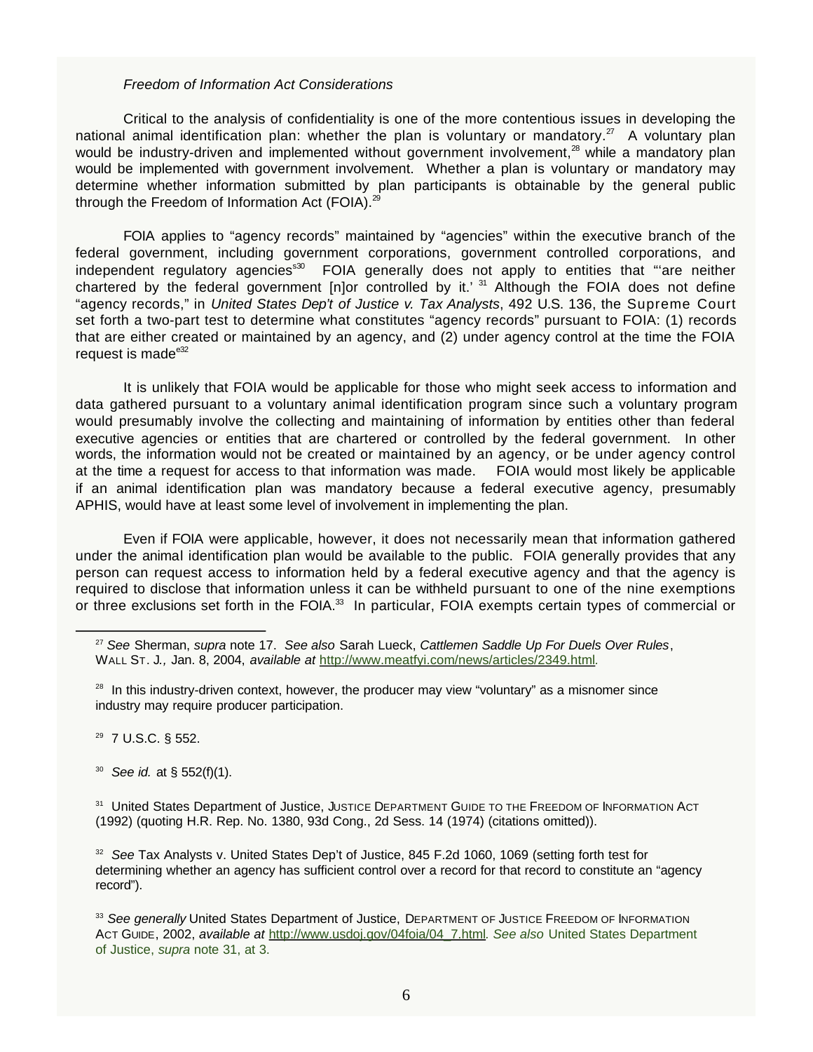*Freedom of Information Act Considerations*

Critical to the analysis of confidentiality is one of the more contentious issues in developing the national animal identification plan: whether the plan is voluntary or mandatory.[27] A voluntary plan would be industry-driven and implemented without government involvement,[28] while a mandatory plan would be implemented with government involvement. Whether a plan is voluntary or mandatory may determine whether information submitted by plan participants is obtainable by the general public through the Freedom of Information Act (FOIA).[29]

FOIA applies to "agency records" maintained by "agencies" within the executive branch of the federal government, including government corporations, government controlled corporations, and independent regulatory agencies[s30] FOIA generally does not apply to entities that "'are neither chartered by the federal government [n]or controlled by it.'[31] Although the FOIA does not define "agency records," in *United States Dep't of Justice v. Tax Analysts*, 492 U.S. 136, the Supreme Court set forth a two-part test to determine what constitutes "agency records" pursuant to FOIA: (1) records that are either created or maintained by an agency, and (2) under agency control at the time the FOIA request is made[e32]

It is unlikely that FOIA would be applicable for those who might seek access to information and data gathered pursuant to a voluntary animal identification program since such a voluntary program would presumably involve the collecting and maintaining of information by entities other than federal executive agencies or entities that are chartered or controlled by the federal government. In other words, the information would not be created or maintained by an agency, or be under agency control at the time a request for access to that information was made. FOIA would most likely be applicable if an animal identification plan was mandatory because a federal executive agency, presumably APHIS, would have at least some level of involvement in implementing the plan.

Even if FOIA were applicable, however, it does not necessarily mean that information gathered under the animal identification plan would be available to the public. FOIA generally provides that any person can request access to information held by a federal executive agency and that the agency is required to disclose that information unless it can be withheld pursuant to one of the nine exemptions or three exclusions set forth in the FOIA.[33] In particular, FOIA exempts certain types of commercial or

---

[27] *See* Sherman, *supra* note 17. *See also* Sarah Lueck, *Cattlemen Saddle Up For Duels Over Rules*, WALL ST. J., Jan. 8, 2004, *available at* http://www.meatfyi.com/news/articles/2349.html.

[28] In this industry-driven context, however, the producer may view "voluntary" as a misnomer since industry may require producer participation.

[29] 7 U.S.C. § 552.

[30] *See id.* at § 552(f)(1).

[31] United States Department of Justice, JUSTICE DEPARTMENT GUIDE TO THE FREEDOM OF INFORMATION ACT (1992) (quoting H.R. Rep. No. 1380, 93d Cong., 2d Sess. 14 (1974) (citations omitted)).

[32] *See* Tax Analysts v. United States Dep't of Justice, 845 F.2d 1060, 1069 (setting forth test for determining whether an agency has sufficient control over a record for that record to constitute an "agency record").

[33] *See generally* United States Department of Justice, DEPARTMENT OF JUSTICE FREEDOM OF INFORMATION ACT GUIDE, 2002, *available at* http://www.usdoj.gov/04foia/04_7.html. *See also* United States Department of Justice, *supra* note 31, at 3.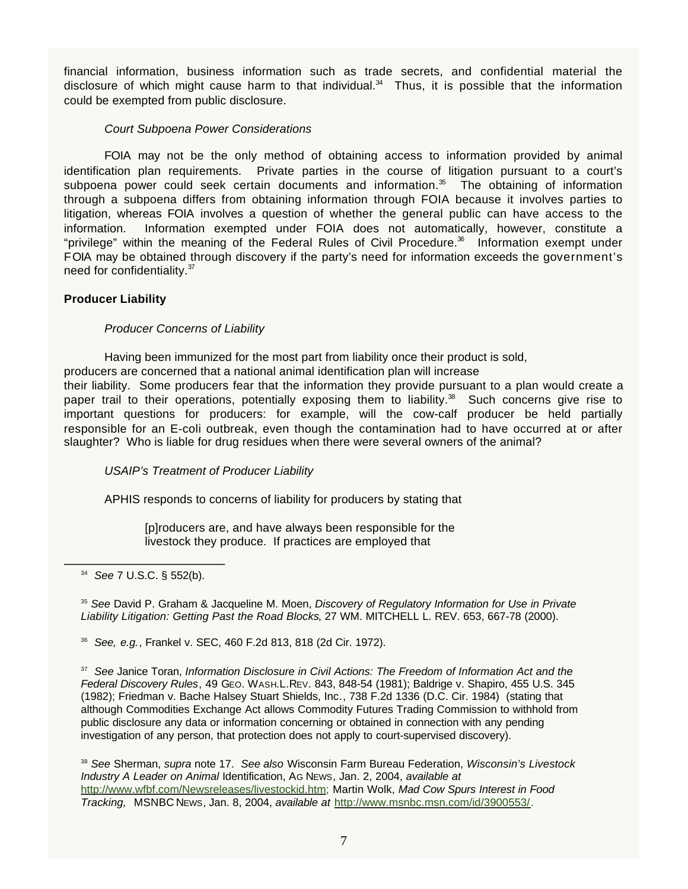financial information, business information such as trade secrets, and confidential material the disclosure of which might cause harm to that individual.[34] Thus, it is possible that the information could be exempted from public disclosure.

*Court Subpoena Power Considerations*

FOIA may not be the only method of obtaining access to information provided by animal identification plan requirements. Private parties in the course of litigation pursuant to a court's subpoena power could seek certain documents and information.[35] The obtaining of information through a subpoena differs from obtaining information through FOIA because it involves parties to litigation, whereas FOIA involves a question of whether the general public can have access to the information. Information exempted under FOIA does not automatically, however, constitute a "privilege" within the meaning of the Federal Rules of Civil Procedure.[36] Information exempt under FOIA may be obtained through discovery if the party's need for information exceeds the government's need for confidentiality.[37]

**Producer Liability**

*Producer Concerns of Liability*

Having been immunized for the most part from liability once their product is sold, producers are concerned that a national animal identification plan will increase their liability. Some producers fear that the information they provide pursuant to a plan would create a paper trail to their operations, potentially exposing them to liability.[38] Such concerns give rise to important questions for producers: for example, will the cow-calf producer be held partially responsible for an E-coli outbreak, even though the contamination had to have occurred at or after slaughter? Who is liable for drug residues when there were several owners of the animal?

*USAIP's Treatment of Producer Liability*

APHIS responds to concerns of liability for producers by stating that

> [p]roducers are, and have always been responsible for the livestock they produce. If practices are employed that

---

[34] *See* 7 U.S.C. § 552(b).

[35] *See* David P. Graham & Jacqueline M. Moen, *Discovery of Regulatory Information for Use in Private Liability Litigation: Getting Past the Road Blocks*, 27 WM. MITCHELL L. REV. 653, 667-78 (2000).

[36] *See, e.g.*, Frankel v. SEC, 460 F.2d 813, 818 (2d Cir. 1972).

[37] *See* Janice Toran, *Information Disclosure in Civil Actions: The Freedom of Information Act and the Federal Discovery Rules*, 49 GEO. WASH.L.REV. 843, 848-54 (1981); Baldrige v. Shapiro, 455 U.S. 345 (1982); Friedman v. Bache Halsey Stuart Shields, Inc., 738 F.2d 1336 (D.C. Cir. 1984) (stating that although Commodities Exchange Act allows Commodity Futures Trading Commission to withhold from public disclosure any data or information concerning or obtained in connection with any pending investigation of any person, that protection does not apply to court-supervised discovery).

[38] *See* Sherman, *supra* note 17. *See also* Wisconsin Farm Bureau Federation, *Wisconsin's Livestock Industry A Leader on Animal* Identification, AG NEWS, Jan. 2, 2004, *available at* http://www.wfbf.com/Newsreleases/livestockid.htm; Martin Wolk, *Mad Cow Spurs Interest in Food Tracking,* MSNBC NEWS, Jan. 8, 2004, *available at* http://www.msnbc.msn.com/id/3900553/.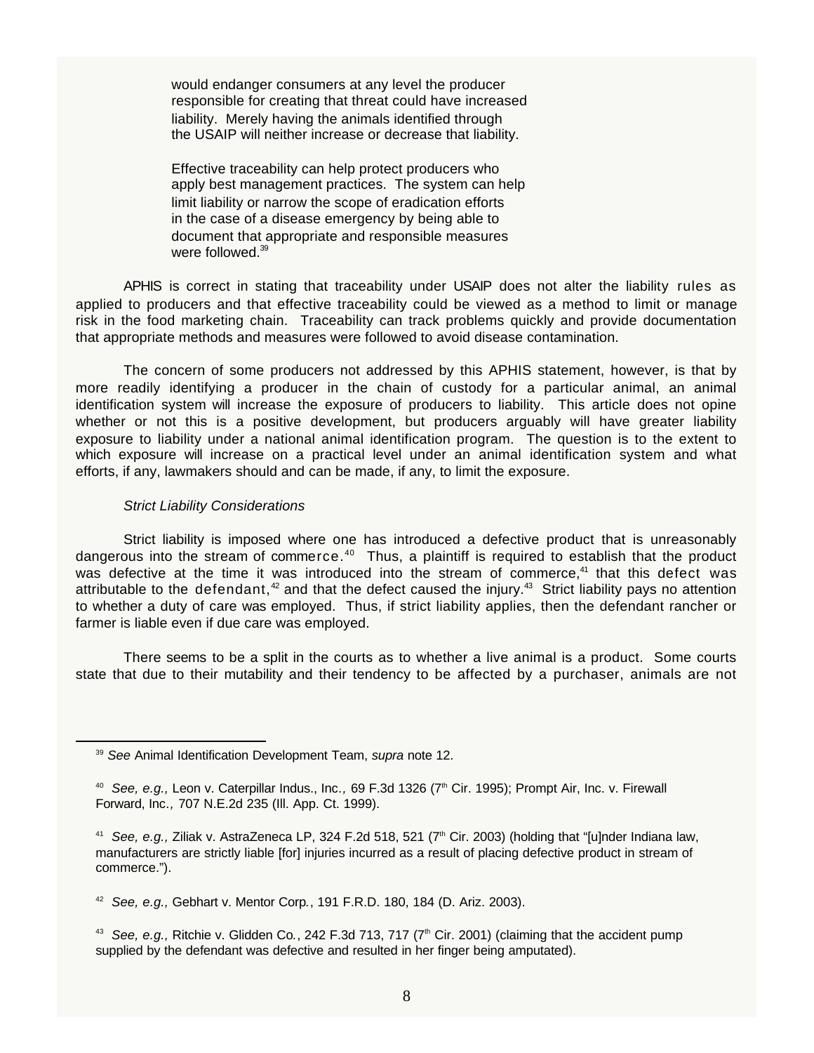> would endanger consumers at any level the producer responsible for creating that threat could have increased liability. Merely having the animals identified through the USAIP will neither increase or decrease that liability.
>
> Effective traceability can help protect producers who apply best management practices. The system can help limit liability or narrow the scope of eradication efforts in the case of a disease emergency by being able to document that appropriate and responsible measures were followed.[39]

APHIS is correct in stating that traceability under USAIP does not alter the liability rules as applied to producers and that effective traceability could be viewed as a method to limit or manage risk in the food marketing chain. Traceability can track problems quickly and provide documentation that appropriate methods and measures were followed to avoid disease contamination.

The concern of some producers not addressed by this APHIS statement, however, is that by more readily identifying a producer in the chain of custody for a particular animal, an animal identification system will increase the exposure of producers to liability. This article does not opine whether or not this is a positive development, but producers arguably will have greater liability exposure to liability under a national animal identification program. The question is to the extent to which exposure will increase on a practical level under an animal identification system and what efforts, if any, lawmakers should and can be made, if any, to limit the exposure.

*Strict Liability Considerations*

Strict liability is imposed where one has introduced a defective product that is unreasonably dangerous into the stream of commerce.[40] Thus, a plaintiff is required to establish that the product was defective at the time it was introduced into the stream of commerce,[41] that this defect was attributable to the defendant,[42] and that the defect caused the injury.[43] Strict liability pays no attention to whether a duty of care was employed. Thus, if strict liability applies, then the defendant rancher or farmer is liable even if due care was employed.

There seems to be a split in the courts as to whether a live animal is a product. Some courts state that due to their mutability and their tendency to be affected by a purchaser, animals are not

---

[39] *See* Animal Identification Development Team, *supra* note 12.

[40] *See, e.g.,* Leon v. Caterpillar Indus., Inc*.,* 69 F.3d 1326 (7th Cir. 1995); Prompt Air, Inc. v. Firewall Forward, Inc*.,* 707 N.E.2d 235 (Ill. App. Ct. 1999).

[41] *See, e.g.,* Ziliak v. AstraZeneca LP, 324 F.2d 518, 521 (7th Cir. 2003) (holding that "[u]nder Indiana law, manufacturers are strictly liable [for] injuries incurred as a result of placing defective product in stream of commerce.").

[42] *See, e.g.,* Gebhart v. Mentor Corp*.*, 191 F.R.D. 180, 184 (D. Ariz. 2003).

[43] *See, e.g.,* Ritchie v. Glidden Co*.*, 242 F.3d 713, 717 (7th Cir. 2001) (claiming that the accident pump supplied by the defendant was defective and resulted in her finger being amputated).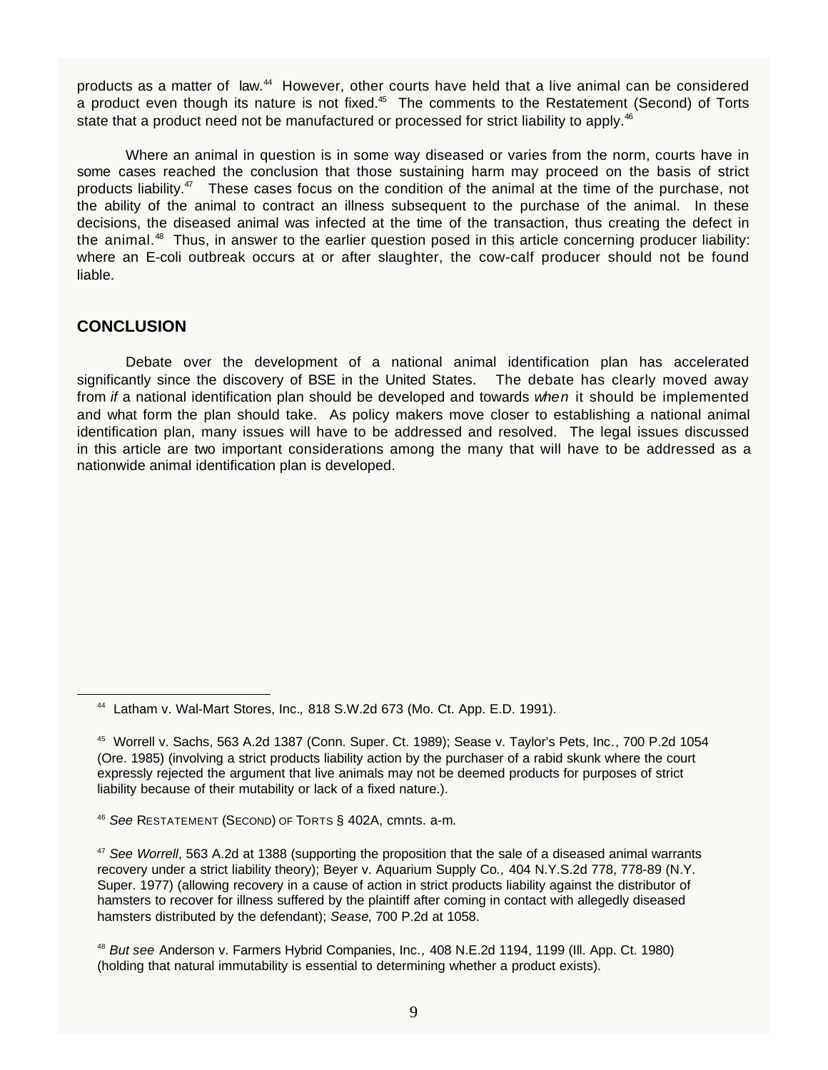products as a matter of law.[44] However, other courts have held that a live animal can be considered a product even though its nature is not fixed.[45] The comments to the Restatement (Second) of Torts state that a product need not be manufactured or processed for strict liability to apply.[46]

Where an animal in question is in some way diseased or varies from the norm, courts have in some cases reached the conclusion that those sustaining harm may proceed on the basis of strict products liability.[47] These cases focus on the condition of the animal at the time of the purchase, not the ability of the animal to contract an illness subsequent to the purchase of the animal. In these decisions, the diseased animal was infected at the time of the transaction, thus creating the defect in the animal.[48] Thus, in answer to the earlier question posed in this article concerning producer liability: where an E-coli outbreak occurs at or after slaughter, the cow-calf producer should not be found liable.

## CONCLUSION

Debate over the development of a national animal identification plan has accelerated significantly since the discovery of BSE in the United States. The debate has clearly moved away from *if* a national identification plan should be developed and towards *when* it should be implemented and what form the plan should take. As policy makers move closer to establishing a national animal identification plan, many issues will have to be addressed and resolved. The legal issues discussed in this article are two important considerations among the many that will have to be addressed as a nationwide animal identification plan is developed.

---

[44] Latham v. Wal-Mart Stores, Inc., 818 S.W.2d 673 (Mo. Ct. App. E.D. 1991).

[45] Worrell v. Sachs, 563 A.2d 1387 (Conn. Super. Ct. 1989); Sease v. Taylor's Pets, Inc., 700 P.2d 1054 (Ore. 1985) (involving a strict products liability action by the purchaser of a rabid skunk where the court expressly rejected the argument that live animals may not be deemed products for purposes of strict liability because of their mutability or lack of a fixed nature.).

[46] *See* RESTATEMENT (SECOND) OF TORTS § 402A, cmnts. a-m.

[47] *See Worrell*, 563 A.2d at 1388 (supporting the proposition that the sale of a diseased animal warrants recovery under a strict liability theory); Beyer v. Aquarium Supply Co., 404 N.Y.S.2d 778, 778-89 (N.Y. Super. 1977) (allowing recovery in a cause of action in strict products liability against the distributor of hamsters to recover for illness suffered by the plaintiff after coming in contact with allegedly diseased hamsters distributed by the defendant); *Sease*, 700 P.2d at 1058.

[48] *But see* Anderson v. Farmers Hybrid Companies, Inc., 408 N.E.2d 1194, 1199 (Ill. App. Ct. 1980) (holding that natural immutability is essential to determining whether a product exists).